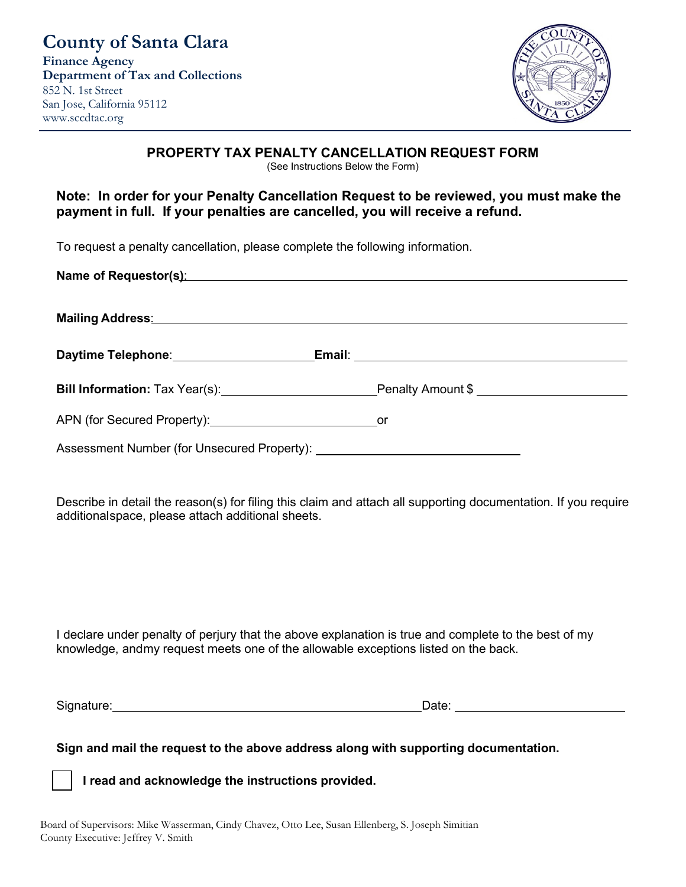# County of Santa Clara

**Finance Agency**
**Department of Tax and Collections**
852 N. 1st Street
San Jose, California 95112
www.sccdtac.org

## PROPERTY TAX PENALTY CANCELLATION REQUEST FORM

(See Instructions Below the Form)

**Note: In order for your Penalty Cancellation Request to be reviewed, you must make the payment in full. If your penalties are cancelled, you will receive a refund.**

To request a penalty cancellation, please complete the following information.

**Name of Requestor(s)**: ______________________________________________

**Mailing Address**: ______________________________________________

**Daytime Telephone**: ____________________ **Email**: ____________________

**Bill Information:** Tax Year(s): ____________________ Penalty Amount $ ____________________

APN (for Secured Property): ____________________ or

Assessment Number (for Unsecured Property): ____________________

Describe in detail the reason(s) for filing this claim and attach all supporting documentation. If you require additionalspace, please attach additional sheets.

I declare under penalty of perjury that the above explanation is true and complete to the best of my knowledge, andmy request meets one of the allowable exceptions listed on the back.

Signature: ______________________________________________ Date: ____________________

**Sign and mail the request to the above address along with supporting documentation.**

☐ **I read and acknowledge the instructions provided.**

Board of Supervisors: Mike Wasserman, Cindy Chavez, Otto Lee, Susan Ellenberg, S. Joseph Simitian
County Executive: Jeffrey V. Smith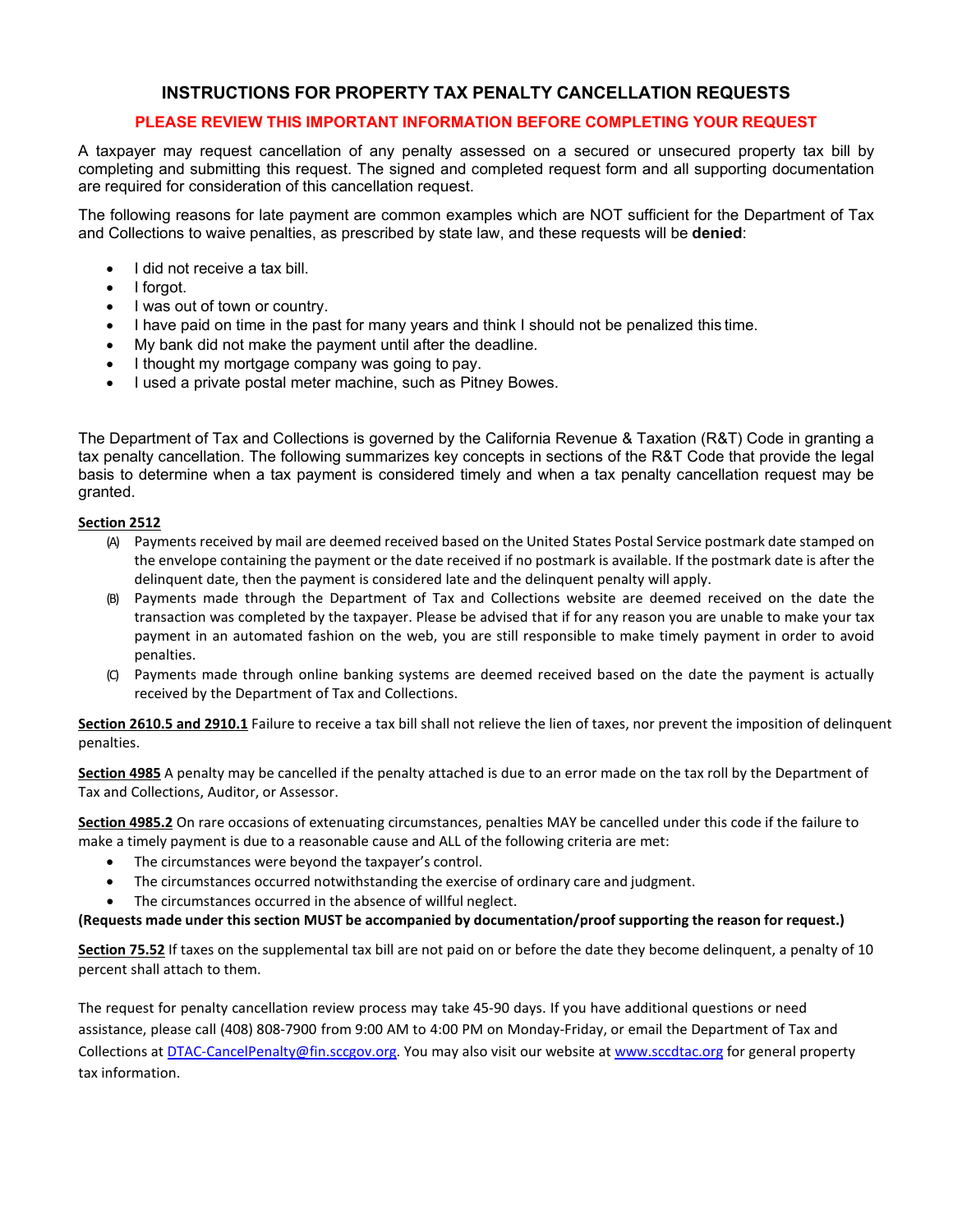# INSTRUCTIONS FOR PROPERTY TAX PENALTY CANCELLATION REQUESTS

**PLEASE REVIEW THIS IMPORTANT INFORMATION BEFORE COMPLETING YOUR REQUEST**

A taxpayer may request cancellation of any penalty assessed on a secured or unsecured property tax bill by completing and submitting this request. The signed and completed request form and all supporting documentation are required for consideration of this cancellation request.

The following reasons for late payment are common examples which are NOT sufficient for the Department of Tax and Collections to waive penalties, as prescribed by state law, and these requests will be **denied**:

- I did not receive a tax bill.
- I forgot.
- I was out of town or country.
- I have paid on time in the past for many years and think I should not be penalized this time.
- My bank did not make the payment until after the deadline.
- I thought my mortgage company was going to pay.
- I used a private postal meter machine, such as Pitney Bowes.

The Department of Tax and Collections is governed by the California Revenue & Taxation (R&T) Code in granting a tax penalty cancellation. The following summarizes key concepts in sections of the R&T Code that provide the legal basis to determine when a tax payment is considered timely and when a tax penalty cancellation request may be granted.

**Section 2512**

(A) Payments received by mail are deemed received based on the United States Postal Service postmark date stamped on the envelope containing the payment or the date received if no postmark is available. If the postmark date is after the delinquent date, then the payment is considered late and the delinquent penalty will apply.

(B) Payments made through the Department of Tax and Collections website are deemed received on the date the transaction was completed by the taxpayer. Please be advised that if for any reason you are unable to make your tax payment in an automated fashion on the web, you are still responsible to make timely payment in order to avoid penalties.

(C) Payments made through online banking systems are deemed received based on the date the payment is actually received by the Department of Tax and Collections.

**Section 2610.5 and 2910.1** Failure to receive a tax bill shall not relieve the lien of taxes, nor prevent the imposition of delinquent penalties.

**Section 4985** A penalty may be cancelled if the penalty attached is due to an error made on the tax roll by the Department of Tax and Collections, Auditor, or Assessor.

**Section 4985.2** On rare occasions of extenuating circumstances, penalties MAY be cancelled under this code if the failure to make a timely payment is due to a reasonable cause and ALL of the following criteria are met:

- The circumstances were beyond the taxpayer's control.
- The circumstances occurred notwithstanding the exercise of ordinary care and judgment.
- The circumstances occurred in the absence of willful neglect.

**(Requests made under this section MUST be accompanied by documentation/proof supporting the reason for request.)**

**Section 75.52** If taxes on the supplemental tax bill are not paid on or before the date they become delinquent, a penalty of 10 percent shall attach to them.

The request for penalty cancellation review process may take 45-90 days. If you have additional questions or need assistance, please call (408) 808-7900 from 9:00 AM to 4:00 PM on Monday-Friday, or email the Department of Tax and Collections at DTAC-CancelPenalty@fin.sccgov.org. You may also visit our website at www.sccdtac.org for general property tax information.